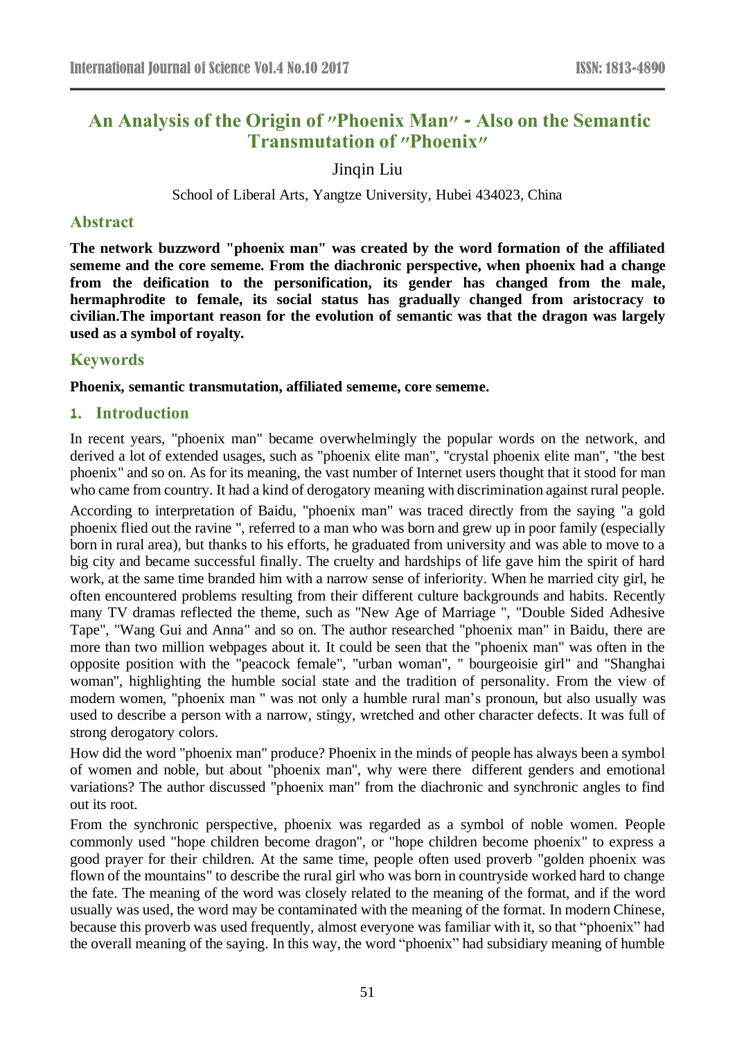# An Analysis of the Origin of "Phoenix Man" - Also on the Semantic Transmutation of "Phoenix"

Jinqin Liu

School of Liberal Arts, Yangtze University, Hubei 434023, China

## Abstract

**The network buzzword "phoenix man" was created by the word formation of the affiliated sememe and the core sememe. From the diachronic perspective, when phoenix had a change from the deification to the personification, its gender has changed from the male, hermaphrodite to female, its social status has gradually changed from aristocracy to civilian.The important reason for the evolution of semantic was that the dragon was largely used as a symbol of royalty.**

## Keywords

**Phoenix, semantic transmutation, affiliated sememe, core sememe.**

## 1. Introduction

In recent years, "phoenix man" became overwhelmingly the popular words on the network, and derived a lot of extended usages, such as "phoenix elite man", "crystal phoenix elite man", "the best phoenix" and so on. As for its meaning, the vast number of Internet users thought that it stood for man who came from country. It had a kind of derogatory meaning with discrimination against rural people.

According to interpretation of Baidu, "phoenix man" was traced directly from the saying "a gold phoenix flied out the ravine ", referred to a man who was born and grew up in poor family (especially born in rural area), but thanks to his efforts, he graduated from university and was able to move to a big city and became successful finally. The cruelty and hardships of life gave him the spirit of hard work, at the same time branded him with a narrow sense of inferiority. When he married city girl, he often encountered problems resulting from their different culture backgrounds and habits. Recently many TV dramas reflected the theme, such as "New Age of Marriage ", "Double Sided Adhesive Tape", "Wang Gui and Anna" and so on. The author researched "phoenix man" in Baidu, there are more than two million webpages about it. It could be seen that the "phoenix man" was often in the opposite position with the "peacock female", "urban woman", " bourgeoisie girl" and "Shanghai woman", highlighting the humble social state and the tradition of personality. From the view of modern women, "phoenix man " was not only a humble rural man's pronoun, but also usually was used to describe a person with a narrow, stingy, wretched and other character defects. It was full of strong derogatory colors.

How did the word "phoenix man" produce? Phoenix in the minds of people has always been a symbol of women and noble, but about "phoenix man", why were there different genders and emotional variations? The author discussed "phoenix man" from the diachronic and synchronic angles to find out its root.

From the synchronic perspective, phoenix was regarded as a symbol of noble women. People commonly used "hope children become dragon", or "hope children become phoenix" to express a good prayer for their children. At the same time, people often used proverb "golden phoenix was flown of the mountains" to describe the rural girl who was born in countryside worked hard to change the fate. The meaning of the word was closely related to the meaning of the format, and if the word usually was used, the word may be contaminated with the meaning of the format. In modern Chinese, because this proverb was used frequently, almost everyone was familiar with it, so that "phoenix" had the overall meaning of the saying. In this way, the word "phoenix" had subsidiary meaning of humble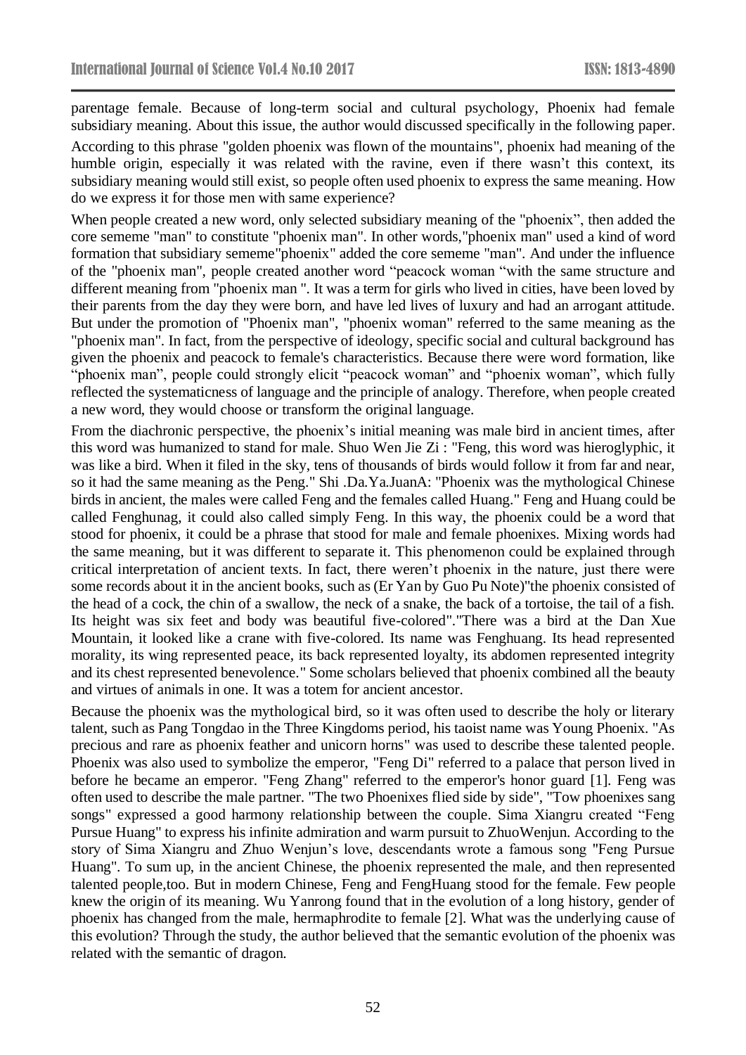parentage female. Because of long-term social and cultural psychology, Phoenix had female subsidiary meaning. About this issue, the author would discussed specifically in the following paper.

According to this phrase "golden phoenix was flown of the mountains", phoenix had meaning of the humble origin, especially it was related with the ravine, even if there wasn't this context, its subsidiary meaning would still exist, so people often used phoenix to express the same meaning. How do we express it for those men with same experience?

When people created a new word, only selected subsidiary meaning of the "phoenix", then added the core sememe "man" to constitute "phoenix man". In other words,"phoenix man" used a kind of word formation that subsidiary sememe"phoenix" added the core sememe "man". And under the influence of the "phoenix man", people created another word "peacock woman "with the same structure and different meaning from "phoenix man ". It was a term for girls who lived in cities, have been loved by their parents from the day they were born, and have led lives of luxury and had an arrogant attitude. But under the promotion of "Phoenix man", "phoenix woman" referred to the same meaning as the "phoenix man". In fact, from the perspective of ideology, specific social and cultural background has given the phoenix and peacock to female's characteristics. Because there were word formation, like "phoenix man", people could strongly elicit "peacock woman" and "phoenix woman", which fully reflected the systematicness of language and the principle of analogy. Therefore, when people created a new word, they would choose or transform the original language.

From the diachronic perspective, the phoenix's initial meaning was male bird in ancient times, after this word was humanized to stand for male. Shuo Wen Jie Zi : "Feng, this word was hieroglyphic, it was like a bird. When it filed in the sky, tens of thousands of birds would follow it from far and near, so it had the same meaning as the Peng." Shi .Da.Ya.JuanA: "Phoenix was the mythological Chinese birds in ancient, the males were called Feng and the females called Huang." Feng and Huang could be called Fenghunag, it could also called simply Feng. In this way, the phoenix could be a word that stood for phoenix, it could be a phrase that stood for male and female phoenixes. Mixing words had the same meaning, but it was different to separate it. This phenomenon could be explained through critical interpretation of ancient texts. In fact, there weren't phoenix in the nature, just there were some records about it in the ancient books, such as (Er Yan by Guo Pu Note)"the phoenix consisted of the head of a cock, the chin of a swallow, the neck of a snake, the back of a tortoise, the tail of a fish. Its height was six feet and body was beautiful five-colored"."There was a bird at the Dan Xue Mountain, it looked like a crane with five-colored. Its name was Fenghuang. Its head represented morality, its wing represented peace, its back represented loyalty, its abdomen represented integrity and its chest represented benevolence." Some scholars believed that phoenix combined all the beauty and virtues of animals in one. It was a totem for ancient ancestor.

Because the phoenix was the mythological bird, so it was often used to describe the holy or literary talent, such as Pang Tongdao in the Three Kingdoms period, his taoist name was Young Phoenix. "As precious and rare as phoenix feather and unicorn horns" was used to describe these talented people. Phoenix was also used to symbolize the emperor, "Feng Di" referred to a palace that person lived in before he became an emperor. "Feng Zhang" referred to the emperor's honor guard [1]. Feng was often used to describe the male partner. "The two Phoenixes flied side by side", "Tow phoenixes sang songs" expressed a good harmony relationship between the couple. Sima Xiangru created "Feng Pursue Huang" to express his infinite admiration and warm pursuit to ZhuoWenjun. According to the story of Sima Xiangru and Zhuo Wenjun's love, descendants wrote a famous song "Feng Pursue Huang". To sum up, in the ancient Chinese, the phoenix represented the male, and then represented talented people,too. But in modern Chinese, Feng and FengHuang stood for the female. Few people knew the origin of its meaning. Wu Yanrong found that in the evolution of a long history, gender of phoenix has changed from the male, hermaphrodite to female [2]. What was the underlying cause of this evolution? Through the study, the author believed that the semantic evolution of the phoenix was related with the semantic of dragon.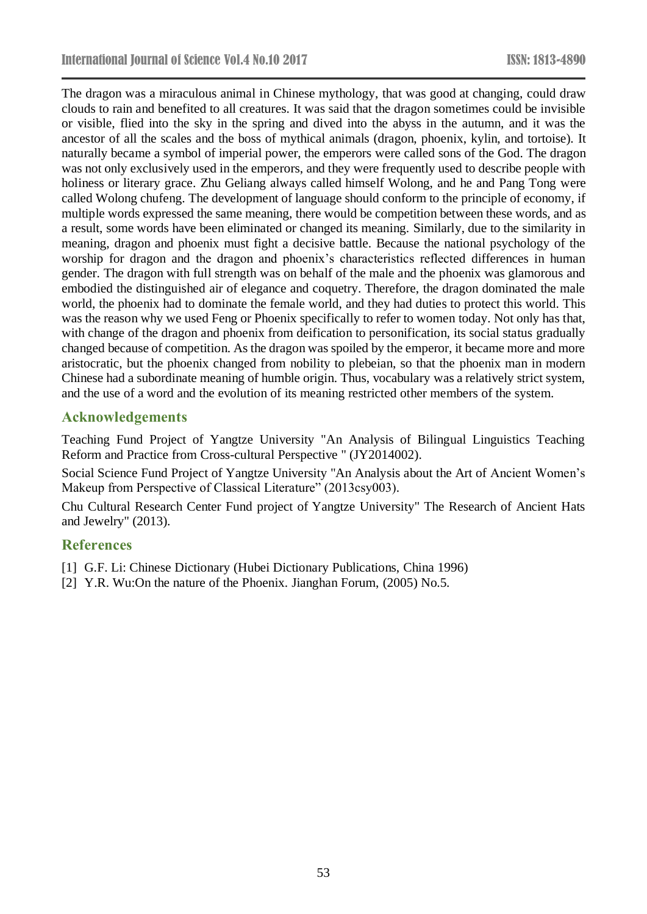The dragon was a miraculous animal in Chinese mythology, that was good at changing, could draw clouds to rain and benefited to all creatures. It was said that the dragon sometimes could be invisible or visible, flied into the sky in the spring and dived into the abyss in the autumn, and it was the ancestor of all the scales and the boss of mythical animals (dragon, phoenix, kylin, and tortoise). It naturally became a symbol of imperial power, the emperors were called sons of the God. The dragon was not only exclusively used in the emperors, and they were frequently used to describe people with holiness or literary grace. Zhu Geliang always called himself Wolong, and he and Pang Tong were called Wolong chufeng. The development of language should conform to the principle of economy, if multiple words expressed the same meaning, there would be competition between these words, and as a result, some words have been eliminated or changed its meaning. Similarly, due to the similarity in meaning, dragon and phoenix must fight a decisive battle. Because the national psychology of the worship for dragon and the dragon and phoenix's characteristics reflected differences in human gender. The dragon with full strength was on behalf of the male and the phoenix was glamorous and embodied the distinguished air of elegance and coquetry. Therefore, the dragon dominated the male world, the phoenix had to dominate the female world, and they had duties to protect this world. This was the reason why we used Feng or Phoenix specifically to refer to women today. Not only has that, with change of the dragon and phoenix from deification to personification, its social status gradually changed because of competition. As the dragon was spoiled by the emperor, it became more and more aristocratic, but the phoenix changed from nobility to plebeian, so that the phoenix man in modern Chinese had a subordinate meaning of humble origin. Thus, vocabulary was a relatively strict system, and the use of a word and the evolution of its meaning restricted other members of the system.

## Acknowledgements

Teaching Fund Project of Yangtze University "An Analysis of Bilingual Linguistics Teaching Reform and Practice from Cross-cultural Perspective " (JY2014002).

Social Science Fund Project of Yangtze University "An Analysis about the Art of Ancient Women's Makeup from Perspective of Classical Literature" (2013csy003).

Chu Cultural Research Center Fund project of Yangtze University" The Research of Ancient Hats and Jewelry" (2013).

## References

[1] G.F. Li: Chinese Dictionary (Hubei Dictionary Publications, China 1996)

[2] Y.R. Wu:On the nature of the Phoenix. Jianghan Forum, (2005) No.5.